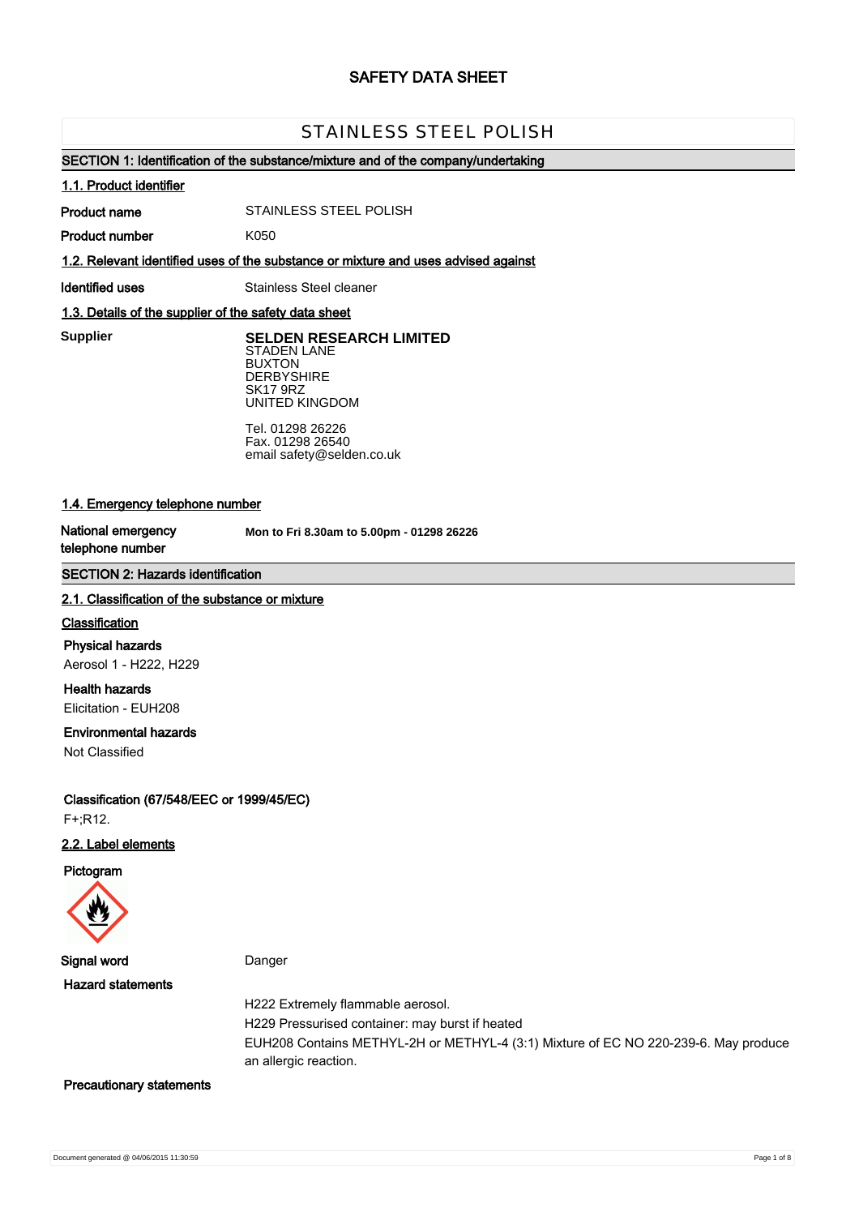# SAFETY DATA SHEET

## STAINLESS STEEL POLISH

### SECTION 1: Identification of the substance/mixture and of the company/undertaking

#### 1.1. Product identifier

**Product name** STAINLESS STEEL POLISH

**Product number** K050

#### 1.2. Relevant identified uses of the substance or mixture and uses advised against

**Identified uses** Stainless Steel cleaner

#### 1.3. Details of the supplier of the safety data sheet

**Supplier**

**SELDEN RESEARCH LIMITED**
STADEN LANE
BUXTON
DERBYSHIRE
SK17 9RZ
UNITED KINGDOM

Tel. 01298 26226
Fax. 01298 26540
email safety@selden.co.uk

#### 1.4. Emergency telephone number

**National emergency telephone number** **Mon to Fri 8.30am to 5.00pm - 01298 26226**

### SECTION 2: Hazards identification

#### 2.1. Classification of the substance or mixture

**Classification**

**Physical hazards**
Aerosol 1 - H222, H229

**Health hazards**
Elicitation - EUH208

**Environmental hazards**
Not Classified

**Classification (67/548/EEC or 1999/45/EC)**
F+;R12.

#### 2.2. Label elements

**Pictogram**

**Signal word** Danger

**Hazard statements**

H222 Extremely flammable aerosol.

H229 Pressurised container: may burst if heated

EUH208 Contains METHYL-2H or METHYL-4 (3:1) Mixture of EC NO 220-239-6. May produce an allergic reaction.

**Precautionary statements**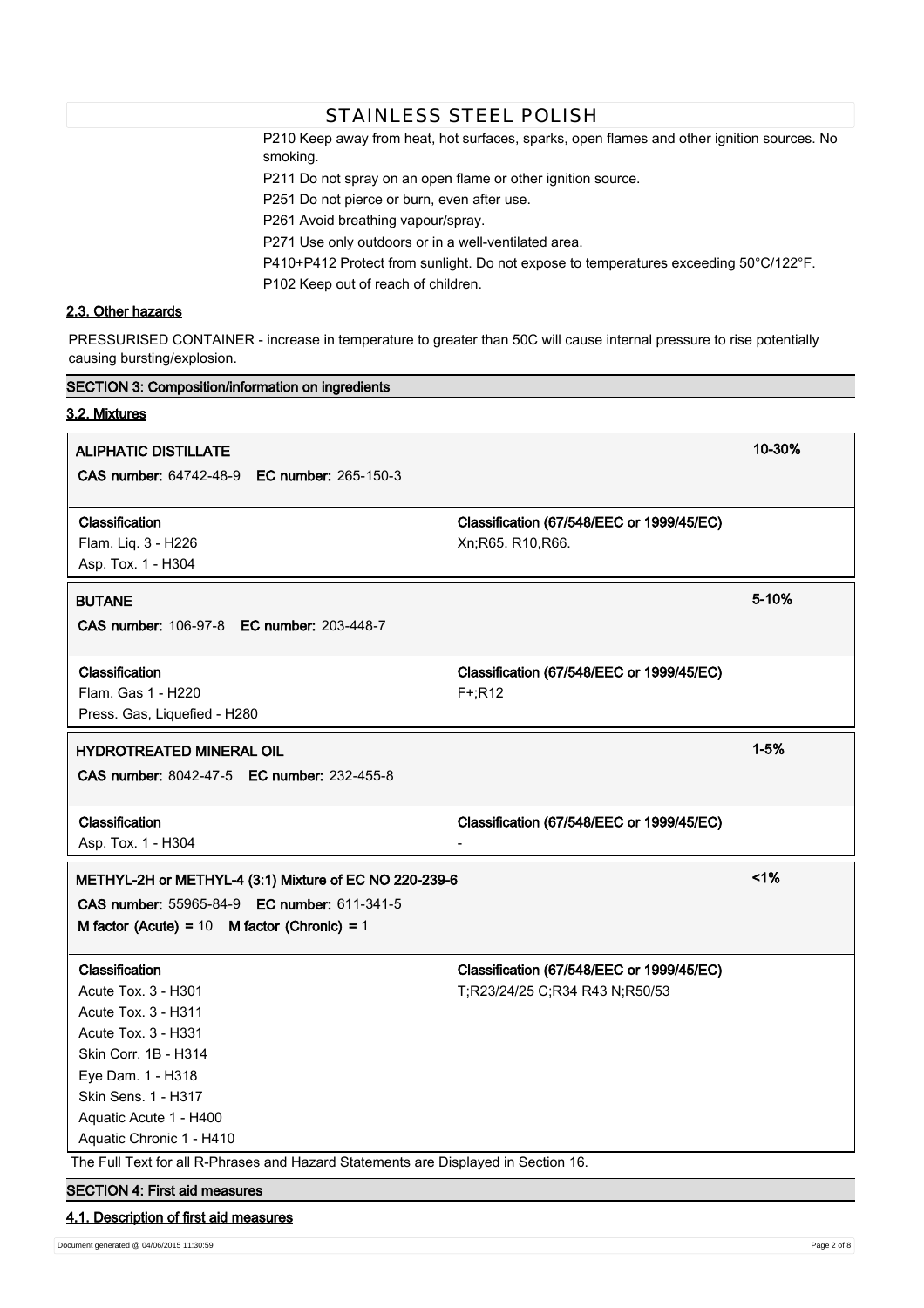P210 Keep away from heat, hot surfaces, sparks, open flames and other ignition sources. No smoking.

P211 Do not spray on an open flame or other ignition source.

P251 Do not pierce or burn, even after use.

P261 Avoid breathing vapour/spray.

P271 Use only outdoors or in a well-ventilated area.

P410+P412 Protect from sunlight. Do not expose to temperatures exceeding 50°C/122°F.

P102 Keep out of reach of children.

### 2.3. Other hazards

PRESSURISED CONTAINER - increase in temperature to greater than 50C will cause internal pressure to rise potentially causing bursting/explosion.

## SECTION 3: Composition/information on ingredients

### 3.2. Mixtures

**ALIPHATIC DISTILLATE** — 10-30%

**CAS number:** 64742-48-9 **EC number:** 265-150-3

| Classification | Classification (67/548/EEC or 1999/45/EC) |
|---|---|
| Flam. Liq. 3 - H226<br>Asp. Tox. 1 - H304 | Xn;R65. R10,R66. |

**BUTANE** — 5-10%

**CAS number:** 106-97-8 **EC number:** 203-448-7

| Classification | Classification (67/548/EEC or 1999/45/EC) |
|---|---|
| Flam. Gas 1 - H220<br>Press. Gas, Liquefied - H280 | F+;R12 |

**HYDROTREATED MINERAL OIL** — 1-5%

**CAS number:** 8042-47-5 **EC number:** 232-455-8

| Classification | Classification (67/548/EEC or 1999/45/EC) |
|---|---|
| Asp. Tox. 1 - H304 | - |

**METHYL-2H or METHYL-4 (3:1) Mixture of EC NO 220-239-6** — <1%

**CAS number:** 55965-84-9 **EC number:** 611-341-5

**M factor (Acute)** = 10 **M factor (Chronic)** = 1

| Classification | Classification (67/548/EEC or 1999/45/EC) |
|---|---|
| Acute Tox. 3 - H301<br>Acute Tox. 3 - H311<br>Acute Tox. 3 - H331<br>Skin Corr. 1B - H314<br>Eye Dam. 1 - H318<br>Skin Sens. 1 - H317<br>Aquatic Acute 1 - H400<br>Aquatic Chronic 1 - H410 | T;R23/24/25 C;R34 R43 N;R50/53 |

The Full Text for all R-Phrases and Hazard Statements are Displayed in Section 16.

## SECTION 4: First aid measures

### 4.1. Description of first aid measures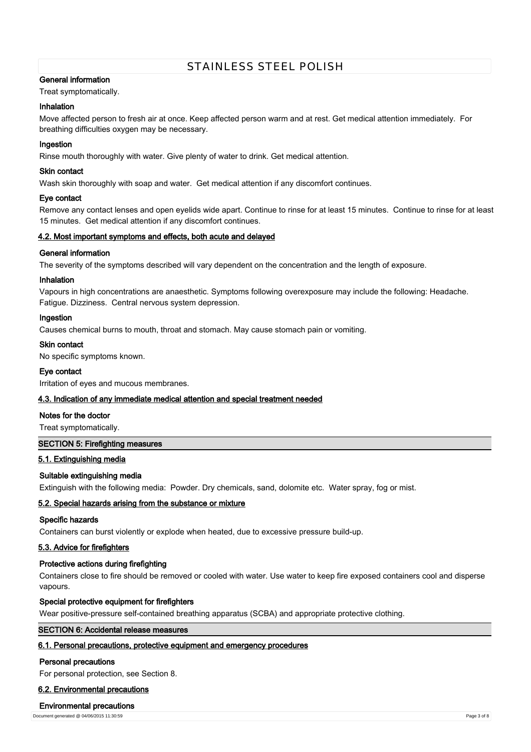#### General information

Treat symptomatically.

#### Inhalation

Move affected person to fresh air at once. Keep affected person warm and at rest. Get medical attention immediately. For breathing difficulties oxygen may be necessary.

#### Ingestion

Rinse mouth thoroughly with water. Give plenty of water to drink. Get medical attention.

#### Skin contact

Wash skin thoroughly with soap and water. Get medical attention if any discomfort continues.

#### Eye contact

Remove any contact lenses and open eyelids wide apart. Continue to rinse for at least 15 minutes. Continue to rinse for at least 15 minutes. Get medical attention if any discomfort continues.

### 4.2. Most important symptoms and effects, both acute and delayed

#### General information

The severity of the symptoms described will vary dependent on the concentration and the length of exposure.

#### Inhalation

Vapours in high concentrations are anaesthetic. Symptoms following overexposure may include the following: Headache. Fatigue. Dizziness. Central nervous system depression.

#### Ingestion

Causes chemical burns to mouth, throat and stomach. May cause stomach pain or vomiting.

#### Skin contact

No specific symptoms known.

#### Eye contact

Irritation of eyes and mucous membranes.

### 4.3. Indication of any immediate medical attention and special treatment needed

#### Notes for the doctor

Treat symptomatically.

## SECTION 5: Firefighting measures

### 5.1. Extinguishing media

#### Suitable extinguishing media

Extinguish with the following media: Powder. Dry chemicals, sand, dolomite etc. Water spray, fog or mist.

### 5.2. Special hazards arising from the substance or mixture

#### Specific hazards

Containers can burst violently or explode when heated, due to excessive pressure build-up.

### 5.3. Advice for firefighters

#### Protective actions during firefighting

Containers close to fire should be removed or cooled with water. Use water to keep fire exposed containers cool and disperse vapours.

#### Special protective equipment for firefighters

Wear positive-pressure self-contained breathing apparatus (SCBA) and appropriate protective clothing.

## SECTION 6: Accidental release measures

### 6.1. Personal precautions, protective equipment and emergency procedures

#### Personal precautions

For personal protection, see Section 8.

### 6.2. Environmental precautions

#### Environmental precautions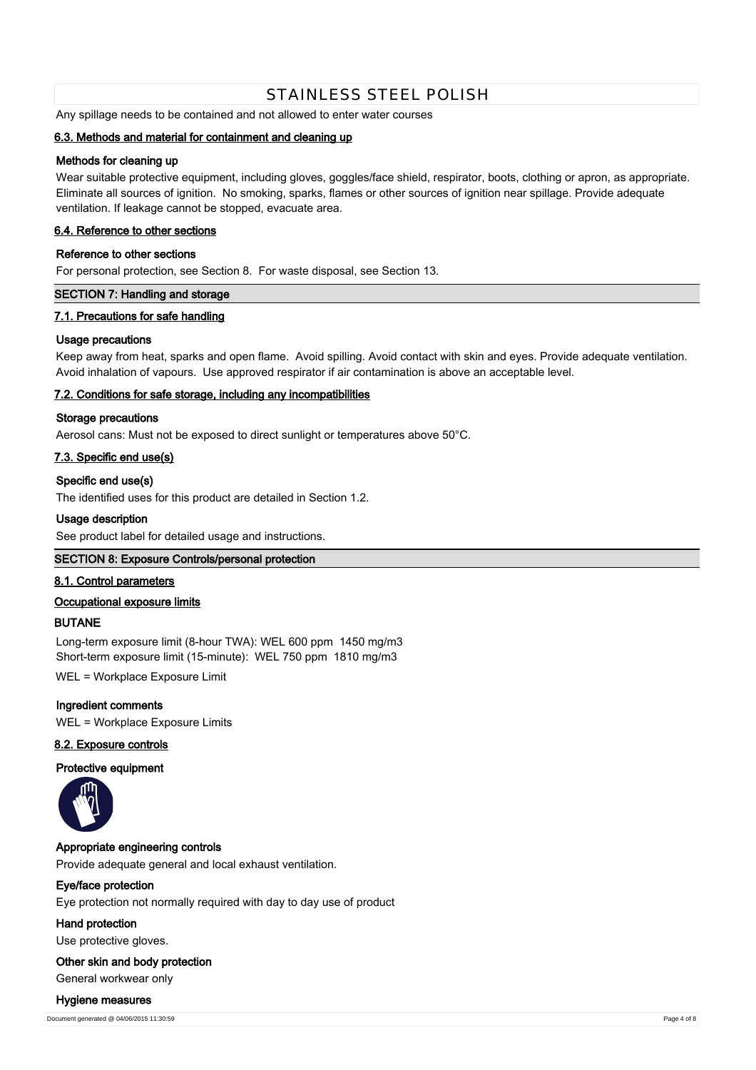Any spillage needs to be contained and not allowed to enter water courses

### 6.3. Methods and material for containment and cleaning up

**Methods for cleaning up**

Wear suitable protective equipment, including gloves, goggles/face shield, respirator, boots, clothing or apron, as appropriate. Eliminate all sources of ignition. No smoking, sparks, flames or other sources of ignition near spillage. Provide adequate ventilation. If leakage cannot be stopped, evacuate area.

### 6.4. Reference to other sections

**Reference to other sections**

For personal protection, see Section 8. For waste disposal, see Section 13.

## SECTION 7: Handling and storage

### 7.1. Precautions for safe handling

**Usage precautions**

Keep away from heat, sparks and open flame. Avoid spilling. Avoid contact with skin and eyes. Provide adequate ventilation. Avoid inhalation of vapours. Use approved respirator if air contamination is above an acceptable level.

### 7.2. Conditions for safe storage, including any incompatibilities

**Storage precautions**

Aerosol cans: Must not be exposed to direct sunlight or temperatures above 50°C.

### 7.3. Specific end use(s)

**Specific end use(s)**

The identified uses for this product are detailed in Section 1.2.

**Usage description**

See product label for detailed usage and instructions.

## SECTION 8: Exposure Controls/personal protection

### 8.1. Control parameters

**Occupational exposure limits**

**BUTANE**

Long-term exposure limit (8-hour TWA): WEL 600 ppm 1450 mg/m3
Short-term exposure limit (15-minute): WEL 750 ppm 1810 mg/m3

WEL = Workplace Exposure Limit

**Ingredient comments**

WEL = Workplace Exposure Limits

### 8.2. Exposure controls

**Protective equipment**

**Appropriate engineering controls**

Provide adequate general and local exhaust ventilation.

**Eye/face protection**

Eye protection not normally required with day to day use of product

**Hand protection**

Use protective gloves.

**Other skin and body protection**

General workwear only

**Hygiene measures**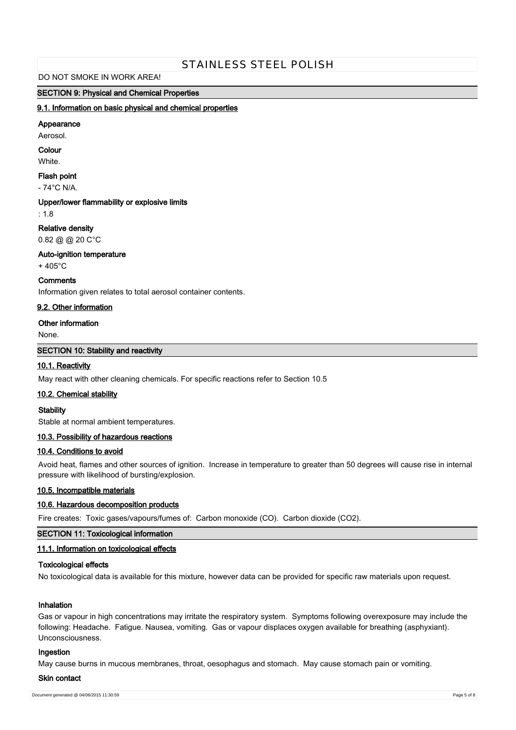DO NOT SMOKE IN WORK AREA!

## SECTION 9: Physical and Chemical Properties

### 9.1. Information on basic physical and chemical properties

**Appearance**

Aerosol.

**Colour**

White.

**Flash point**

- 74°C N/A.

**Upper/lower flammability or explosive limits**

: 1.8

**Relative density**

0.82 @ @ 20 C°C

**Auto-ignition temperature**

+ 405°C

**Comments**

Information given relates to total aerosol container contents.

### 9.2. Other information

**Other information**

None.

## SECTION 10: Stability and reactivity

### 10.1. Reactivity

May react with other cleaning chemicals. For specific reactions refer to Section 10.5

### 10.2. Chemical stability

**Stability**

Stable at normal ambient temperatures.

### 10.3. Possibility of hazardous reactions

### 10.4. Conditions to avoid

Avoid heat, flames and other sources of ignition. Increase in temperature to greater than 50 degrees will cause rise in internal pressure with likelihood of bursting/explosion.

### 10.5. Incompatible materials

### 10.6. Hazardous decomposition products

Fire creates: Toxic gases/vapours/fumes of: Carbon monoxide (CO). Carbon dioxide ($CO_2$).

## SECTION 11: Toxicological information

### 11.1. Information on toxicological effects

**Toxicological effects**

No toxicological data is available for this mixture, however data can be provided for specific raw materials upon request.

**Inhalation**

Gas or vapour in high concentrations may irritate the respiratory system. Symptoms following overexposure may include the following: Headache. Fatigue. Nausea, vomiting. Gas or vapour displaces oxygen available for breathing (asphyxiant). Unconsciousness.

**Ingestion**

May cause burns in mucous membranes, throat, oesophagus and stomach. May cause stomach pain or vomiting.

**Skin contact**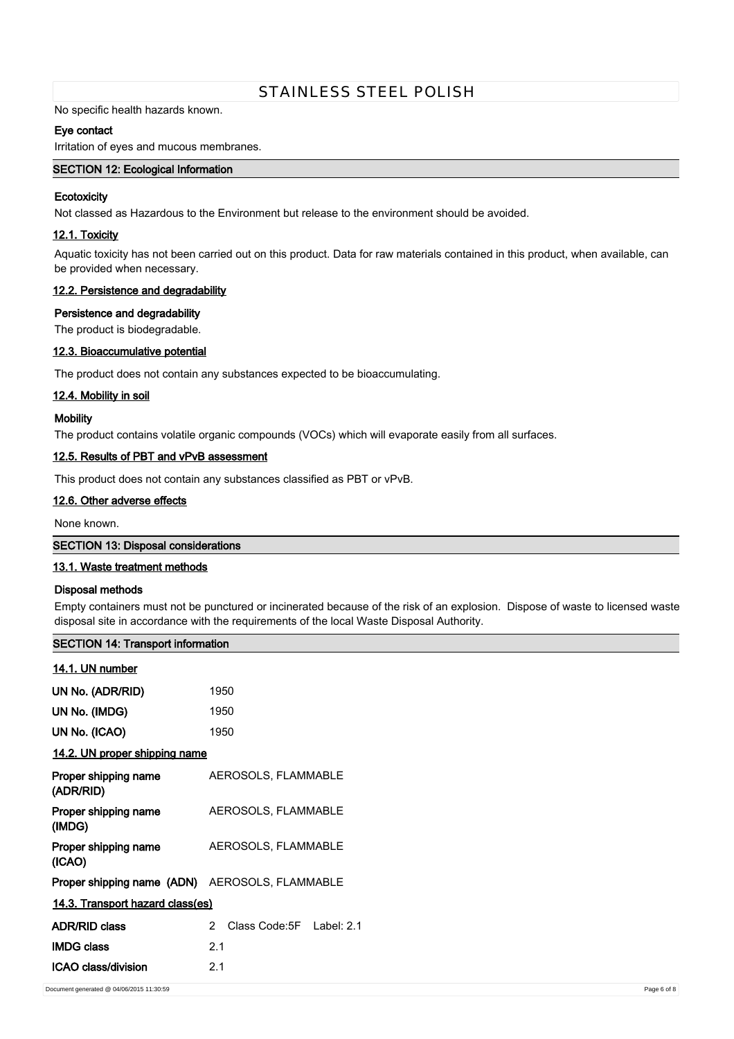No specific health hazards known.

**Eye contact**

Irritation of eyes and mucous membranes.

## SECTION 12: Ecological Information

**Ecotoxicity**

Not classed as Hazardous to the Environment but release to the environment should be avoided.

### 12.1. Toxicity

Aquatic toxicity has not been carried out on this product. Data for raw materials contained in this product, when available, can be provided when necessary.

### 12.2. Persistence and degradability

**Persistence and degradability**

The product is biodegradable.

### 12.3. Bioaccumulative potential

The product does not contain any substances expected to be bioaccumulating.

### 12.4. Mobility in soil

**Mobility**

The product contains volatile organic compounds (VOCs) which will evaporate easily from all surfaces.

### 12.5. Results of PBT and vPvB assessment

This product does not contain any substances classified as PBT or vPvB.

### 12.6. Other adverse effects

None known.

## SECTION 13: Disposal considerations

### 13.1. Waste treatment methods

**Disposal methods**

Empty containers must not be punctured or incinerated because of the risk of an explosion. Dispose of waste to licensed waste disposal site in accordance with the requirements of the local Waste Disposal Authority.

## SECTION 14: Transport information

### 14.1. UN number

| | |
|---|---|
| **UN No. (ADR/RID)** | 1950 |
| **UN No. (IMDG)** | 1950 |
| **UN No. (ICAO)** | 1950 |

### 14.2. UN proper shipping name

| | |
|---|---|
| **Proper shipping name (ADR/RID)** | AEROSOLS, FLAMMABLE |
| **Proper shipping name (IMDG)** | AEROSOLS, FLAMMABLE |
| **Proper shipping name (ICAO)** | AEROSOLS, FLAMMABLE |
| **Proper shipping name (ADN)** | AEROSOLS, FLAMMABLE |

### 14.3. Transport hazard class(es)

| | |
|---|---|
| **ADR/RID class** | 2 Class Code:5F Label: 2.1 |
| **IMDG class** | 2.1 |
| **ICAO class/division** | 2.1 |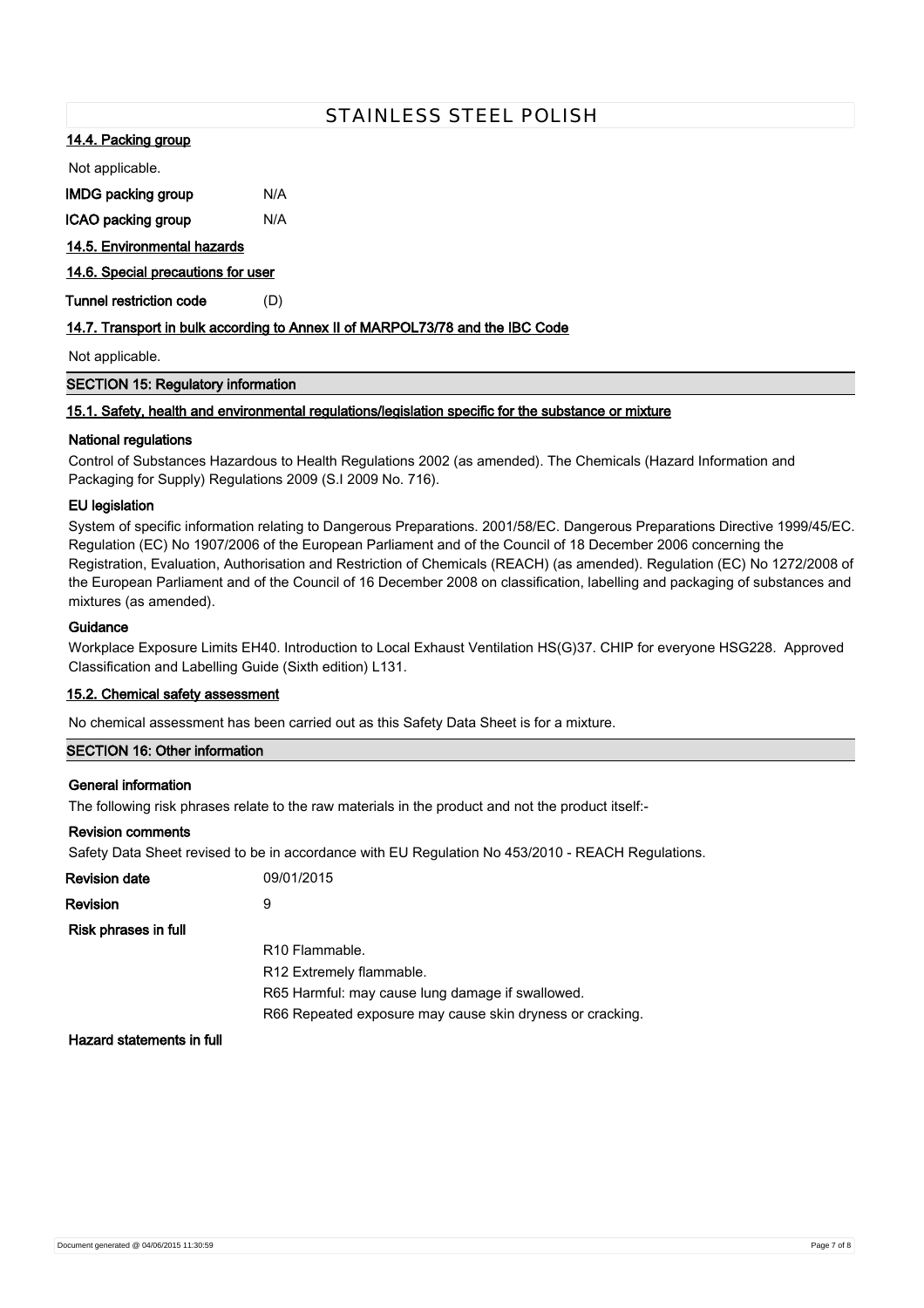### 14.4. Packing group

Not applicable.

**IMDG packing group** N/A

**ICAO packing group** N/A

### 14.5. Environmental hazards

### 14.6. Special precautions for user

**Tunnel restriction code** (D)

### 14.7. Transport in bulk according to Annex II of MARPOL73/78 and the IBC Code

Not applicable.

## SECTION 15: Regulatory information

### 15.1. Safety, health and environmental regulations/legislation specific for the substance or mixture

**National regulations**

Control of Substances Hazardous to Health Regulations 2002 (as amended). The Chemicals (Hazard Information and Packaging for Supply) Regulations 2009 (S.I 2009 No. 716).

**EU legislation**

System of specific information relating to Dangerous Preparations. 2001/58/EC. Dangerous Preparations Directive 1999/45/EC. Regulation (EC) No 1907/2006 of the European Parliament and of the Council of 18 December 2006 concerning the Registration, Evaluation, Authorisation and Restriction of Chemicals (REACH) (as amended). Regulation (EC) No 1272/2008 of the European Parliament and of the Council of 16 December 2008 on classification, labelling and packaging of substances and mixtures (as amended).

**Guidance**

Workplace Exposure Limits EH40. Introduction to Local Exhaust Ventilation HS(G)37. CHIP for everyone HSG228. Approved Classification and Labelling Guide (Sixth edition) L131.

### 15.2. Chemical safety assessment

No chemical assessment has been carried out as this Safety Data Sheet is for a mixture.

## SECTION 16: Other information

**General information**

The following risk phrases relate to the raw materials in the product and not the product itself:-

**Revision comments**

Safety Data Sheet revised to be in accordance with EU Regulation No 453/2010 - REACH Regulations.

**Revision date** 09/01/2015

**Revision** 9

**Risk phrases in full**

R10 Flammable.
R12 Extremely flammable.
R65 Harmful: may cause lung damage if swallowed.
R66 Repeated exposure may cause skin dryness or cracking.

**Hazard statements in full**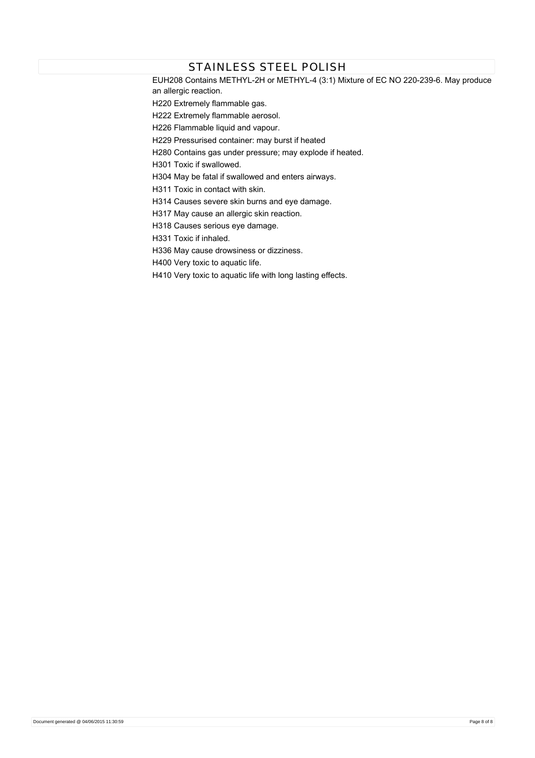EUH208 Contains METHYL-2H or METHYL-4 (3:1) Mixture of EC NO 220-239-6. May produce an allergic reaction.

H220 Extremely flammable gas.

H222 Extremely flammable aerosol.

H226 Flammable liquid and vapour.

H229 Pressurised container: may burst if heated

H280 Contains gas under pressure; may explode if heated.

H301 Toxic if swallowed.

H304 May be fatal if swallowed and enters airways.

H311 Toxic in contact with skin.

H314 Causes severe skin burns and eye damage.

H317 May cause an allergic skin reaction.

H318 Causes serious eye damage.

H331 Toxic if inhaled.

H336 May cause drowsiness or dizziness.

H400 Very toxic to aquatic life.

H410 Very toxic to aquatic life with long lasting effects.